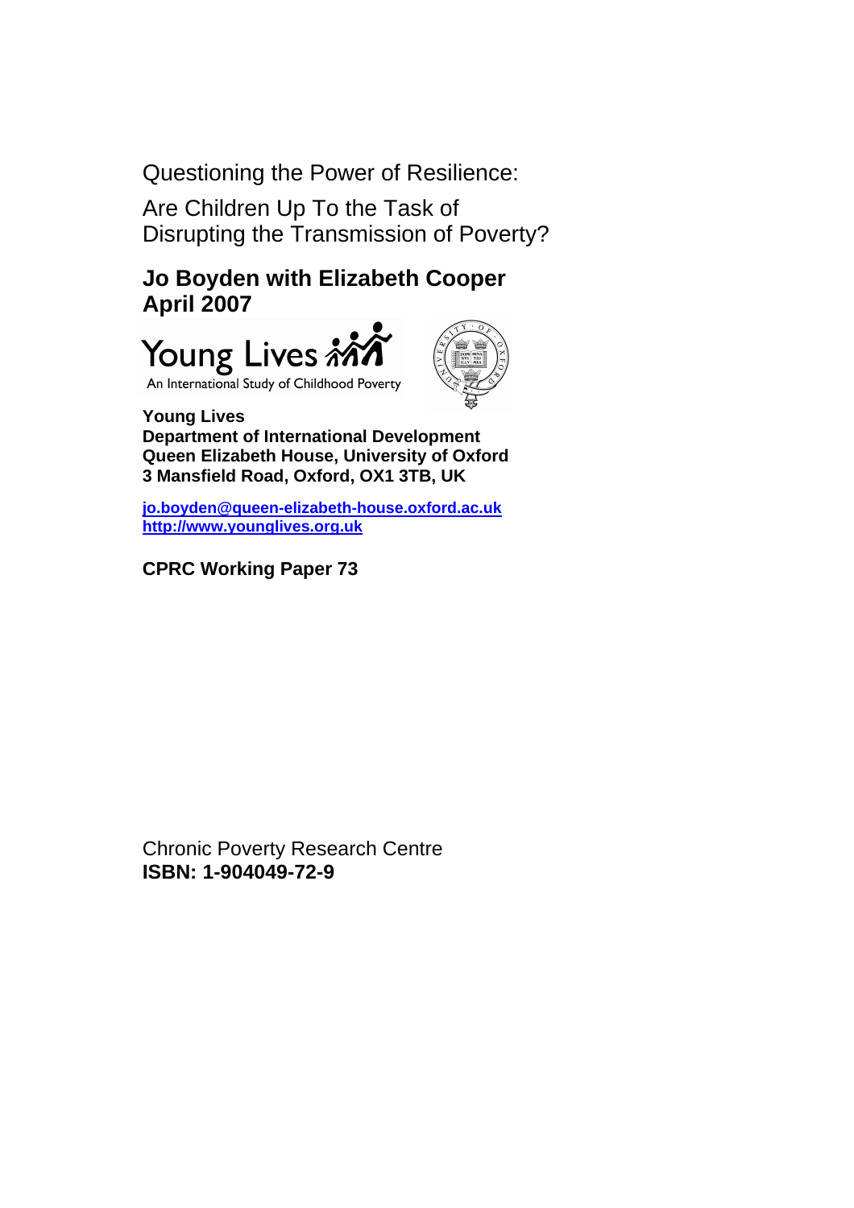# Questioning the Power of Resilience:

## Are Children Up To the Task of Disrupting the Transmission of Poverty?

**Jo Boyden with Elizabeth Cooper**
**April 2007**

Young Lives

An International Study of Childhood Poverty

**Young Lives**
**Department of International Development**
**Queen Elizabeth House, University of Oxford**
**3 Mansfield Road, Oxford, OX1 3TB, UK**

**jo.boyden@queen-elizabeth-house.oxford.ac.uk**
**http://www.younglives.org.uk**

**CPRC Working Paper 73**

Chronic Poverty Research Centre
**ISBN: 1-904049-72-9**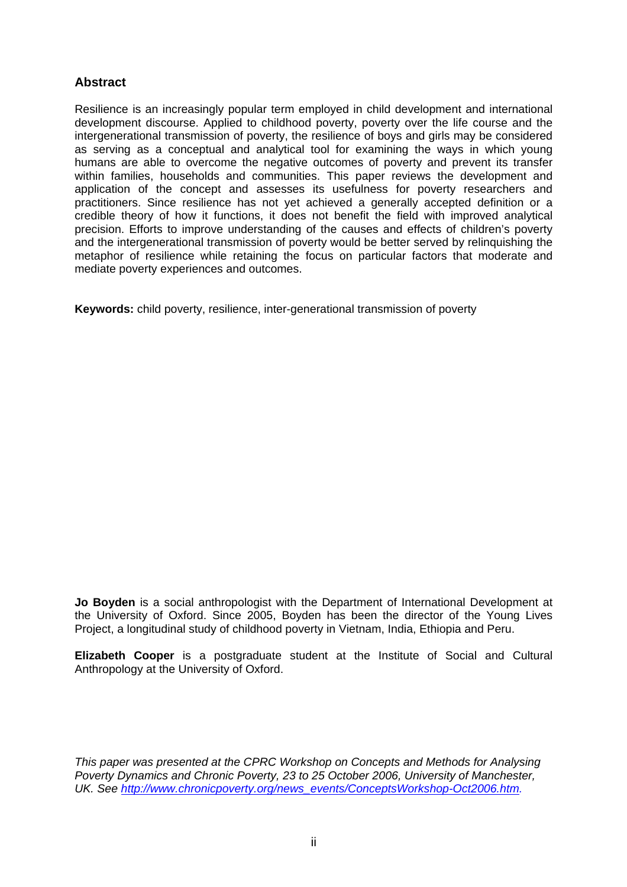## Abstract

Resilience is an increasingly popular term employed in child development and international development discourse. Applied to childhood poverty, poverty over the life course and the intergenerational transmission of poverty, the resilience of boys and girls may be considered as serving as a conceptual and analytical tool for examining the ways in which young humans are able to overcome the negative outcomes of poverty and prevent its transfer within families, households and communities. This paper reviews the development and application of the concept and assesses its usefulness for poverty researchers and practitioners. Since resilience has not yet achieved a generally accepted definition or a credible theory of how it functions, it does not benefit the field with improved analytical precision. Efforts to improve understanding of the causes and effects of children's poverty and the intergenerational transmission of poverty would be better served by relinquishing the metaphor of resilience while retaining the focus on particular factors that moderate and mediate poverty experiences and outcomes.

**Keywords:** child poverty, resilience, inter-generational transmission of poverty

**Jo Boyden** is a social anthropologist with the Department of International Development at the University of Oxford. Since 2005, Boyden has been the director of the Young Lives Project, a longitudinal study of childhood poverty in Vietnam, India, Ethiopia and Peru.

**Elizabeth Cooper** is a postgraduate student at the Institute of Social and Cultural Anthropology at the University of Oxford.

*This paper was presented at the CPRC Workshop on Concepts and Methods for Analysing Poverty Dynamics and Chronic Poverty, 23 to 25 October 2006, University of Manchester, UK. See [http://www.chronicpoverty.org/news_events/ConceptsWorkshop-Oct2006.htm](http://www.chronicpoverty.org/news_events/ConceptsWorkshop-Oct2006.htm).*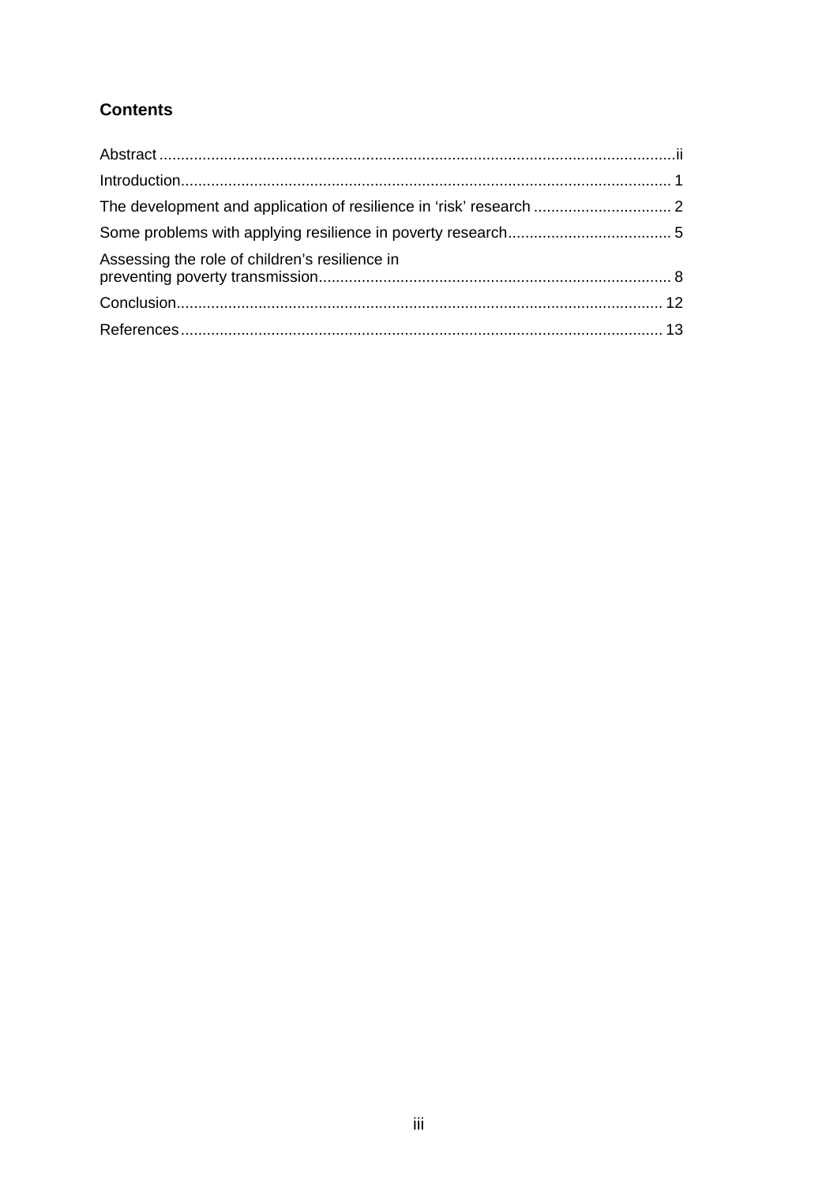## Contents

Abstract ..... ii

Introduction ..... 1

The development and application of resilience in 'risk' research ..... 2

Some problems with applying resilience in poverty research ..... 5

Assessing the role of children's resilience in preventing poverty transmission ..... 8

Conclusion ..... 12

References ..... 13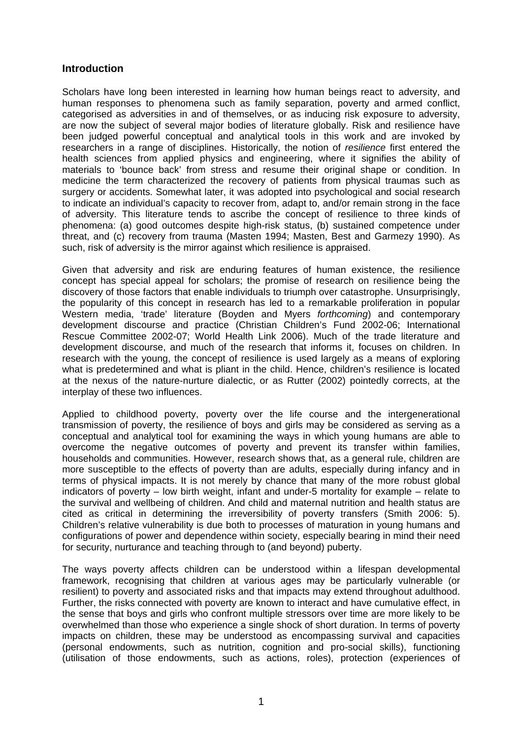## Introduction

Scholars have long been interested in learning how human beings react to adversity, and human responses to phenomena such as family separation, poverty and armed conflict, categorised as adversities in and of themselves, or as inducing risk exposure to adversity, are now the subject of several major bodies of literature globally. Risk and resilience have been judged powerful conceptual and analytical tools in this work and are invoked by researchers in a range of disciplines. Historically, the notion of *resilience* first entered the health sciences from applied physics and engineering, where it signifies the ability of materials to 'bounce back' from stress and resume their original shape or condition. In medicine the term characterized the recovery of patients from physical traumas such as surgery or accidents. Somewhat later, it was adopted into psychological and social research to indicate an individual's capacity to recover from, adapt to, and/or remain strong in the face of adversity. This literature tends to ascribe the concept of resilience to three kinds of phenomena: (a) good outcomes despite high-risk status, (b) sustained competence under threat, and (c) recovery from trauma (Masten 1994; Masten, Best and Garmezy 1990). As such, risk of adversity is the mirror against which resilience is appraised.

Given that adversity and risk are enduring features of human existence, the resilience concept has special appeal for scholars; the promise of research on resilience being the discovery of those factors that enable individuals to triumph over catastrophe. Unsurprisingly, the popularity of this concept in research has led to a remarkable proliferation in popular Western media, 'trade' literature (Boyden and Myers *forthcoming*) and contemporary development discourse and practice (Christian Children's Fund 2002-06; International Rescue Committee 2002-07; World Health Link 2006). Much of the trade literature and development discourse, and much of the research that informs it, focuses on children. In research with the young, the concept of resilience is used largely as a means of exploring what is predetermined and what is pliant in the child. Hence, children's resilience is located at the nexus of the nature-nurture dialectic, or as Rutter (2002) pointedly corrects, at the interplay of these two influences.

Applied to childhood poverty, poverty over the life course and the intergenerational transmission of poverty, the resilience of boys and girls may be considered as serving as a conceptual and analytical tool for examining the ways in which young humans are able to overcome the negative outcomes of poverty and prevent its transfer within families, households and communities. However, research shows that, as a general rule, children are more susceptible to the effects of poverty than are adults, especially during infancy and in terms of physical impacts. It is not merely by chance that many of the more robust global indicators of poverty – low birth weight, infant and under-5 mortality for example – relate to the survival and wellbeing of children. And child and maternal nutrition and health status are cited as critical in determining the irreversibility of poverty transfers (Smith 2006: 5). Children's relative vulnerability is due both to processes of maturation in young humans and configurations of power and dependence within society, especially bearing in mind their need for security, nurturance and teaching through to (and beyond) puberty.

The ways poverty affects children can be understood within a lifespan developmental framework, recognising that children at various ages may be particularly vulnerable (or resilient) to poverty and associated risks and that impacts may extend throughout adulthood. Further, the risks connected with poverty are known to interact and have cumulative effect, in the sense that boys and girls who confront multiple stressors over time are more likely to be overwhelmed than those who experience a single shock of short duration. In terms of poverty impacts on children, these may be understood as encompassing survival and capacities (personal endowments, such as nutrition, cognition and pro-social skills), functioning (utilisation of those endowments, such as actions, roles), protection (experiences of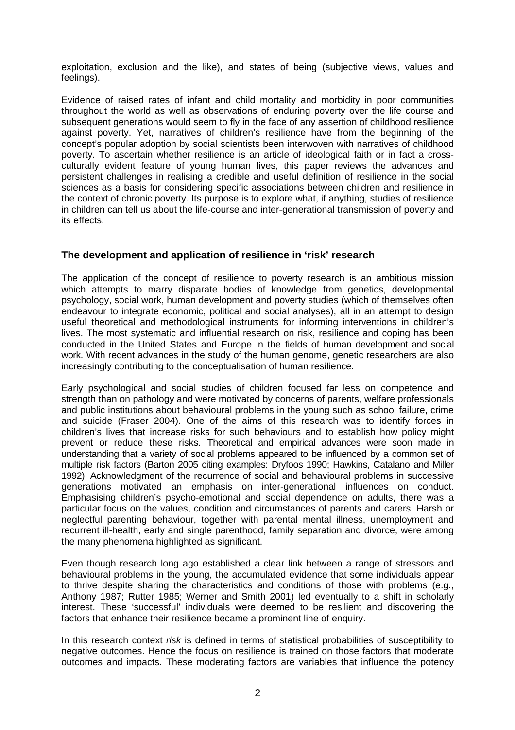exploitation, exclusion and the like), and states of being (subjective views, values and feelings).

Evidence of raised rates of infant and child mortality and morbidity in poor communities throughout the world as well as observations of enduring poverty over the life course and subsequent generations would seem to fly in the face of any assertion of childhood resilience against poverty. Yet, narratives of children's resilience have from the beginning of the concept's popular adoption by social scientists been interwoven with narratives of childhood poverty. To ascertain whether resilience is an article of ideological faith or in fact a cross-culturally evident feature of young human lives, this paper reviews the advances and persistent challenges in realising a credible and useful definition of resilience in the social sciences as a basis for considering specific associations between children and resilience in the context of chronic poverty. Its purpose is to explore what, if anything, studies of resilience in children can tell us about the life-course and inter-generational transmission of poverty and its effects.

## The development and application of resilience in 'risk' research

The application of the concept of resilience to poverty research is an ambitious mission which attempts to marry disparate bodies of knowledge from genetics, developmental psychology, social work, human development and poverty studies (which of themselves often endeavour to integrate economic, political and social analyses), all in an attempt to design useful theoretical and methodological instruments for informing interventions in children's lives. The most systematic and influential research on risk, resilience and coping has been conducted in the United States and Europe in the fields of human development and social work. With recent advances in the study of the human genome, genetic researchers are also increasingly contributing to the conceptualisation of human resilience.

Early psychological and social studies of children focused far less on competence and strength than on pathology and were motivated by concerns of parents, welfare professionals and public institutions about behavioural problems in the young such as school failure, crime and suicide (Fraser 2004). One of the aims of this research was to identify forces in children's lives that increase risks for such behaviours and to establish how policy might prevent or reduce these risks. Theoretical and empirical advances were soon made in understanding that a variety of social problems appeared to be influenced by a common set of multiple risk factors (Barton 2005 citing examples: Dryfoos 1990; Hawkins, Catalano and Miller 1992). Acknowledgment of the recurrence of social and behavioural problems in successive generations motivated an emphasis on inter-generational influences on conduct. Emphasising children's psycho-emotional and social dependence on adults, there was a particular focus on the values, condition and circumstances of parents and carers. Harsh or neglectful parenting behaviour, together with parental mental illness, unemployment and recurrent ill-health, early and single parenthood, family separation and divorce, were among the many phenomena highlighted as significant.

Even though research long ago established a clear link between a range of stressors and behavioural problems in the young, the accumulated evidence that some individuals appear to thrive despite sharing the characteristics and conditions of those with problems (e.g., Anthony 1987; Rutter 1985; Werner and Smith 2001) led eventually to a shift in scholarly interest. These 'successful' individuals were deemed to be resilient and discovering the factors that enhance their resilience became a prominent line of enquiry.

In this research context *risk* is defined in terms of statistical probabilities of susceptibility to negative outcomes. Hence the focus on resilience is trained on those factors that moderate outcomes and impacts. These moderating factors are variables that influence the potency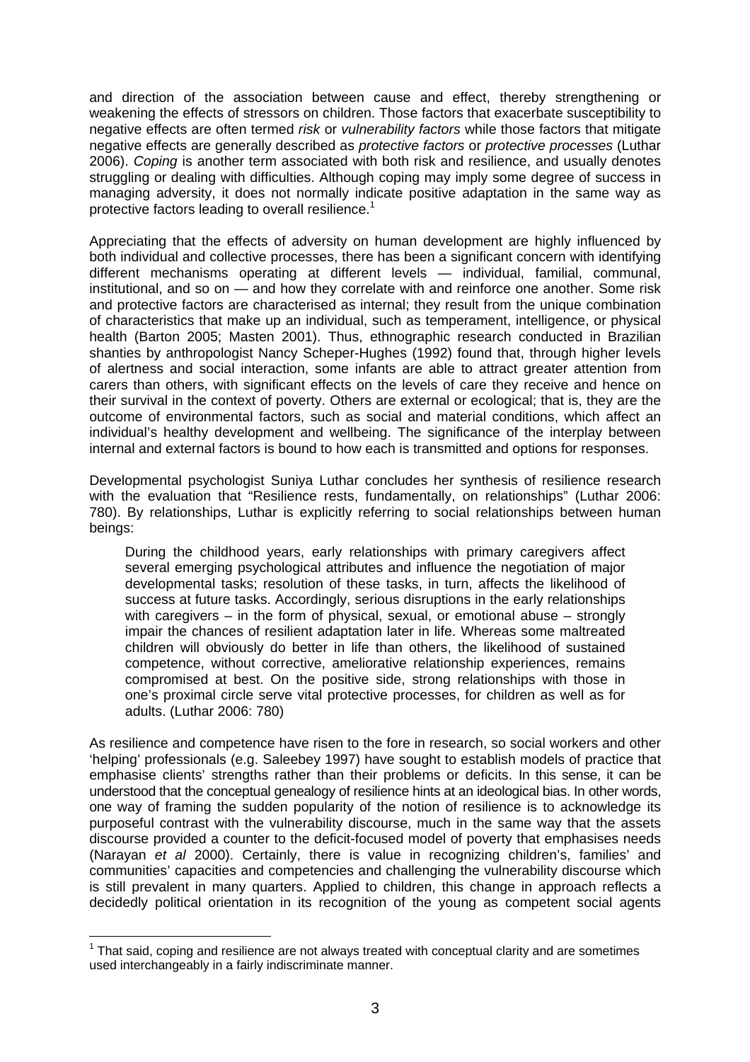and direction of the association between cause and effect, thereby strengthening or weakening the effects of stressors on children. Those factors that exacerbate susceptibility to negative effects are often termed *risk* or *vulnerability factors* while those factors that mitigate negative effects are generally described as *protective factors* or *protective processes* (Luthar 2006). *Coping* is another term associated with both risk and resilience, and usually denotes struggling or dealing with difficulties. Although coping may imply some degree of success in managing adversity, it does not normally indicate positive adaptation in the same way as protective factors leading to overall resilience.[1]

Appreciating that the effects of adversity on human development are highly influenced by both individual and collective processes, there has been a significant concern with identifying different mechanisms operating at different levels — individual, familial, communal, institutional, and so on — and how they correlate with and reinforce one another. Some risk and protective factors are characterised as internal; they result from the unique combination of characteristics that make up an individual, such as temperament, intelligence, or physical health (Barton 2005; Masten 2001). Thus, ethnographic research conducted in Brazilian shanties by anthropologist Nancy Scheper-Hughes (1992) found that, through higher levels of alertness and social interaction, some infants are able to attract greater attention from carers than others, with significant effects on the levels of care they receive and hence on their survival in the context of poverty. Others are external or ecological; that is, they are the outcome of environmental factors, such as social and material conditions, which affect an individual's healthy development and wellbeing. The significance of the interplay between internal and external factors is bound to how each is transmitted and options for responses.

Developmental psychologist Suniya Luthar concludes her synthesis of resilience research with the evaluation that "Resilience rests, fundamentally, on relationships" (Luthar 2006: 780). By relationships, Luthar is explicitly referring to social relationships between human beings:

> During the childhood years, early relationships with primary caregivers affect several emerging psychological attributes and influence the negotiation of major developmental tasks; resolution of these tasks, in turn, affects the likelihood of success at future tasks. Accordingly, serious disruptions in the early relationships with caregivers – in the form of physical, sexual, or emotional abuse – strongly impair the chances of resilient adaptation later in life. Whereas some maltreated children will obviously do better in life than others, the likelihood of sustained competence, without corrective, ameliorative relationship experiences, remains compromised at best. On the positive side, strong relationships with those in one's proximal circle serve vital protective processes, for children as well as for adults. (Luthar 2006: 780)

As resilience and competence have risen to the fore in research, so social workers and other 'helping' professionals (e.g. Saleebey 1997) have sought to establish models of practice that emphasise clients' strengths rather than their problems or deficits. In this sense, it can be understood that the conceptual genealogy of resilience hints at an ideological bias. In other words, one way of framing the sudden popularity of the notion of resilience is to acknowledge its purposeful contrast with the vulnerability discourse, much in the same way that the assets discourse provided a counter to the deficit-focused model of poverty that emphasises needs (Narayan *et al* 2000). Certainly, there is value in recognizing children's, families' and communities' capacities and competencies and challenging the vulnerability discourse which is still prevalent in many quarters. Applied to children, this change in approach reflects a decidedly political orientation in its recognition of the young as competent social agents

[1] That said, coping and resilience are not always treated with conceptual clarity and are sometimes used interchangeably in a fairly indiscriminate manner.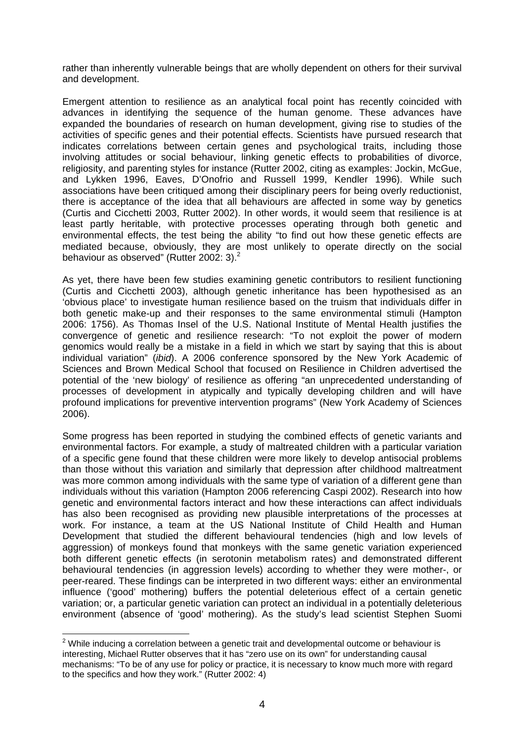rather than inherently vulnerable beings that are wholly dependent on others for their survival and development.

Emergent attention to resilience as an analytical focal point has recently coincided with advances in identifying the sequence of the human genome. These advances have expanded the boundaries of research on human development, giving rise to studies of the activities of specific genes and their potential effects. Scientists have pursued research that indicates correlations between certain genes and psychological traits, including those involving attitudes or social behaviour, linking genetic effects to probabilities of divorce, religiosity, and parenting styles for instance (Rutter 2002, citing as examples: Jockin, McGue, and Lykken 1996, Eaves, D'Onofrio and Russell 1999, Kendler 1996). While such associations have been critiqued among their disciplinary peers for being overly reductionist, there is acceptance of the idea that all behaviours are affected in some way by genetics (Curtis and Cicchetti 2003, Rutter 2002). In other words, it would seem that resilience is at least partly heritable, with protective processes operating through both genetic and environmental effects, the test being the ability "to find out how these genetic effects are mediated because, obviously, they are most unlikely to operate directly on the social behaviour as observed" (Rutter 2002: 3).[2]

As yet, there have been few studies examining genetic contributors to resilient functioning (Curtis and Cicchetti 2003), although genetic inheritance has been hypothesised as an 'obvious place' to investigate human resilience based on the truism that individuals differ in both genetic make-up and their responses to the same environmental stimuli (Hampton 2006: 1756). As Thomas Insel of the U.S. National Institute of Mental Health justifies the convergence of genetic and resilience research: "To not exploit the power of modern genomics would really be a mistake in a field in which we start by saying that this is about individual variation" (*ibid*). A 2006 conference sponsored by the New York Academic of Sciences and Brown Medical School that focused on Resilience in Children advertised the potential of the 'new biology' of resilience as offering "an unprecedented understanding of processes of development in atypically and typically developing children and will have profound implications for preventive intervention programs" (New York Academy of Sciences 2006).

Some progress has been reported in studying the combined effects of genetic variants and environmental factors. For example, a study of maltreated children with a particular variation of a specific gene found that these children were more likely to develop antisocial problems than those without this variation and similarly that depression after childhood maltreatment was more common among individuals with the same type of variation of a different gene than individuals without this variation (Hampton 2006 referencing Caspi 2002). Research into how genetic and environmental factors interact and how these interactions can affect individuals has also been recognised as providing new plausible interpretations of the processes at work. For instance, a team at the US National Institute of Child Health and Human Development that studied the different behavioural tendencies (high and low levels of aggression) of monkeys found that monkeys with the same genetic variation experienced both different genetic effects (in serotonin metabolism rates) and demonstrated different behavioural tendencies (in aggression levels) according to whether they were mother-, or peer-reared. These findings can be interpreted in two different ways: either an environmental influence ('good' mothering) buffers the potential deleterious effect of a certain genetic variation; or, a particular genetic variation can protect an individual in a potentially deleterious environment (absence of 'good' mothering). As the study's lead scientist Stephen Suomi

[2] While inducing a correlation between a genetic trait and developmental outcome or behaviour is interesting, Michael Rutter observes that it has "zero use on its own" for understanding causal mechanisms: "To be of any use for policy or practice, it is necessary to know much more with regard to the specifics and how they work." (Rutter 2002: 4)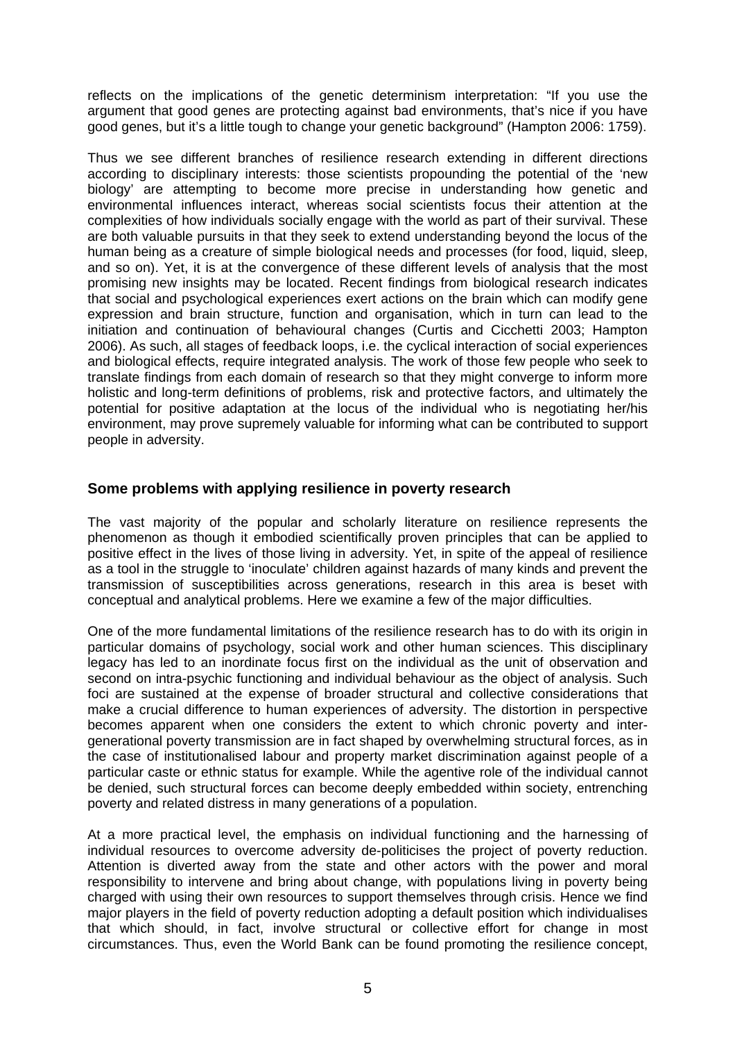reflects on the implications of the genetic determinism interpretation: "If you use the argument that good genes are protecting against bad environments, that's nice if you have good genes, but it's a little tough to change your genetic background" (Hampton 2006: 1759).

Thus we see different branches of resilience research extending in different directions according to disciplinary interests: those scientists propounding the potential of the 'new biology' are attempting to become more precise in understanding how genetic and environmental influences interact, whereas social scientists focus their attention at the complexities of how individuals socially engage with the world as part of their survival. These are both valuable pursuits in that they seek to extend understanding beyond the locus of the human being as a creature of simple biological needs and processes (for food, liquid, sleep, and so on). Yet, it is at the convergence of these different levels of analysis that the most promising new insights may be located. Recent findings from biological research indicates that social and psychological experiences exert actions on the brain which can modify gene expression and brain structure, function and organisation, which in turn can lead to the initiation and continuation of behavioural changes (Curtis and Cicchetti 2003; Hampton 2006). As such, all stages of feedback loops, i.e. the cyclical interaction of social experiences and biological effects, require integrated analysis. The work of those few people who seek to translate findings from each domain of research so that they might converge to inform more holistic and long-term definitions of problems, risk and protective factors, and ultimately the potential for positive adaptation at the locus of the individual who is negotiating her/his environment, may prove supremely valuable for informing what can be contributed to support people in adversity.

## Some problems with applying resilience in poverty research

The vast majority of the popular and scholarly literature on resilience represents the phenomenon as though it embodied scientifically proven principles that can be applied to positive effect in the lives of those living in adversity. Yet, in spite of the appeal of resilience as a tool in the struggle to 'inoculate' children against hazards of many kinds and prevent the transmission of susceptibilities across generations, research in this area is beset with conceptual and analytical problems. Here we examine a few of the major difficulties.

One of the more fundamental limitations of the resilience research has to do with its origin in particular domains of psychology, social work and other human sciences. This disciplinary legacy has led to an inordinate focus first on the individual as the unit of observation and second on intra-psychic functioning and individual behaviour as the object of analysis. Such foci are sustained at the expense of broader structural and collective considerations that make a crucial difference to human experiences of adversity. The distortion in perspective becomes apparent when one considers the extent to which chronic poverty and inter-generational poverty transmission are in fact shaped by overwhelming structural forces, as in the case of institutionalised labour and property market discrimination against people of a particular caste or ethnic status for example. While the agentive role of the individual cannot be denied, such structural forces can become deeply embedded within society, entrenching poverty and related distress in many generations of a population.

At a more practical level, the emphasis on individual functioning and the harnessing of individual resources to overcome adversity de-politicises the project of poverty reduction. Attention is diverted away from the state and other actors with the power and moral responsibility to intervene and bring about change, with populations living in poverty being charged with using their own resources to support themselves through crisis. Hence we find major players in the field of poverty reduction adopting a default position which individualises that which should, in fact, involve structural or collective effort for change in most circumstances. Thus, even the World Bank can be found promoting the resilience concept,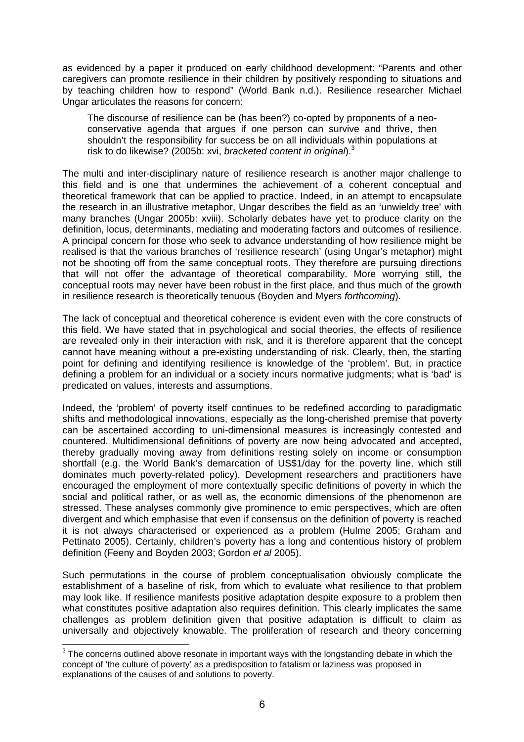as evidenced by a paper it produced on early childhood development: "Parents and other caregivers can promote resilience in their children by positively responding to situations and by teaching children how to respond" (World Bank n.d.). Resilience researcher Michael Ungar articulates the reasons for concern:

> The discourse of resilience can be (has been?) co-opted by proponents of a neo-conservative agenda that argues if one person can survive and thrive, then shouldn't the responsibility for success be on all individuals within populations at risk to do likewise? (2005b: xvi, *bracketed content in original*).[3]

The multi and inter-disciplinary nature of resilience research is another major challenge to this field and is one that undermines the achievement of a coherent conceptual and theoretical framework that can be applied to practice. Indeed, in an attempt to encapsulate the research in an illustrative metaphor, Ungar describes the field as an 'unwieldy tree' with many branches (Ungar 2005b: xviii). Scholarly debates have yet to produce clarity on the definition, locus, determinants, mediating and moderating factors and outcomes of resilience. A principal concern for those who seek to advance understanding of how resilience might be realised is that the various branches of 'resilience research' (using Ungar's metaphor) might not be shooting off from the same conceptual roots. They therefore are pursuing directions that will not offer the advantage of theoretical comparability. More worrying still, the conceptual roots may never have been robust in the first place, and thus much of the growth in resilience research is theoretically tenuous (Boyden and Myers *forthcoming*).

The lack of conceptual and theoretical coherence is evident even with the core constructs of this field. We have stated that in psychological and social theories, the effects of resilience are revealed only in their interaction with risk, and it is therefore apparent that the concept cannot have meaning without a pre-existing understanding of risk. Clearly, then, the starting point for defining and identifying resilience is knowledge of the 'problem'. But, in practice defining a problem for an individual or a society incurs normative judgments; what is 'bad' is predicated on values, interests and assumptions.

Indeed, the 'problem' of poverty itself continues to be redefined according to paradigmatic shifts and methodological innovations, especially as the long-cherished premise that poverty can be ascertained according to uni-dimensional measures is increasingly contested and countered. Multidimensional definitions of poverty are now being advocated and accepted, thereby gradually moving away from definitions resting solely on income or consumption shortfall (e.g. the World Bank's demarcation of US$1/day for the poverty line, which still dominates much poverty-related policy). Development researchers and practitioners have encouraged the employment of more contextually specific definitions of poverty in which the social and political rather, or as well as, the economic dimensions of the phenomenon are stressed. These analyses commonly give prominence to emic perspectives, which are often divergent and which emphasise that even if consensus on the definition of poverty is reached it is not always characterised or experienced as a problem (Hulme 2005; Graham and Pettinato 2005). Certainly, children's poverty has a long and contentious history of problem definition (Feeny and Boyden 2003; Gordon *et al* 2005).

Such permutations in the course of problem conceptualisation obviously complicate the establishment of a baseline of risk, from which to evaluate what resilience to that problem may look like. If resilience manifests positive adaptation despite exposure to a problem then what constitutes positive adaptation also requires definition. This clearly implicates the same challenges as problem definition given that positive adaptation is difficult to claim as universally and objectively knowable. The proliferation of research and theory concerning

[3] The concerns outlined above resonate in important ways with the longstanding debate in which the concept of 'the culture of poverty' as a predisposition to fatalism or laziness was proposed in explanations of the causes of and solutions to poverty.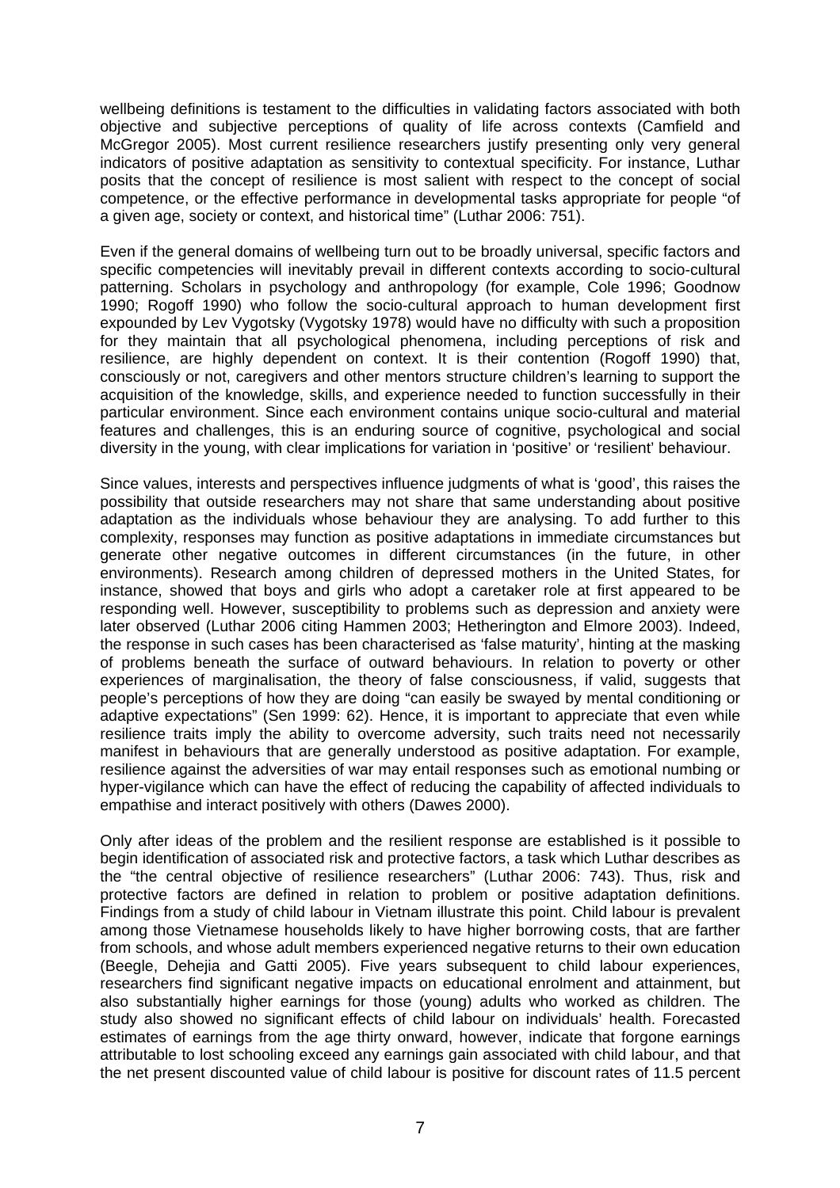wellbeing definitions is testament to the difficulties in validating factors associated with both objective and subjective perceptions of quality of life across contexts (Camfield and McGregor 2005). Most current resilience researchers justify presenting only very general indicators of positive adaptation as sensitivity to contextual specificity. For instance, Luthar posits that the concept of resilience is most salient with respect to the concept of social competence, or the effective performance in developmental tasks appropriate for people "of a given age, society or context, and historical time" (Luthar 2006: 751).

Even if the general domains of wellbeing turn out to be broadly universal, specific factors and specific competencies will inevitably prevail in different contexts according to socio-cultural patterning. Scholars in psychology and anthropology (for example, Cole 1996; Goodnow 1990; Rogoff 1990) who follow the socio-cultural approach to human development first expounded by Lev Vygotsky (Vygotsky 1978) would have no difficulty with such a proposition for they maintain that all psychological phenomena, including perceptions of risk and resilience, are highly dependent on context. It is their contention (Rogoff 1990) that, consciously or not, caregivers and other mentors structure children's learning to support the acquisition of the knowledge, skills, and experience needed to function successfully in their particular environment. Since each environment contains unique socio-cultural and material features and challenges, this is an enduring source of cognitive, psychological and social diversity in the young, with clear implications for variation in 'positive' or 'resilient' behaviour.

Since values, interests and perspectives influence judgments of what is 'good', this raises the possibility that outside researchers may not share that same understanding about positive adaptation as the individuals whose behaviour they are analysing. To add further to this complexity, responses may function as positive adaptations in immediate circumstances but generate other negative outcomes in different circumstances (in the future, in other environments). Research among children of depressed mothers in the United States, for instance, showed that boys and girls who adopt a caretaker role at first appeared to be responding well. However, susceptibility to problems such as depression and anxiety were later observed (Luthar 2006 citing Hammen 2003; Hetherington and Elmore 2003). Indeed, the response in such cases has been characterised as 'false maturity', hinting at the masking of problems beneath the surface of outward behaviours. In relation to poverty or other experiences of marginalisation, the theory of false consciousness, if valid, suggests that people's perceptions of how they are doing "can easily be swayed by mental conditioning or adaptive expectations" (Sen 1999: 62). Hence, it is important to appreciate that even while resilience traits imply the ability to overcome adversity, such traits need not necessarily manifest in behaviours that are generally understood as positive adaptation. For example, resilience against the adversities of war may entail responses such as emotional numbing or hyper-vigilance which can have the effect of reducing the capability of affected individuals to empathise and interact positively with others (Dawes 2000).

Only after ideas of the problem and the resilient response are established is it possible to begin identification of associated risk and protective factors, a task which Luthar describes as the "the central objective of resilience researchers" (Luthar 2006: 743). Thus, risk and protective factors are defined in relation to problem or positive adaptation definitions. Findings from a study of child labour in Vietnam illustrate this point. Child labour is prevalent among those Vietnamese households likely to have higher borrowing costs, that are farther from schools, and whose adult members experienced negative returns to their own education (Beegle, Dehejia and Gatti 2005). Five years subsequent to child labour experiences, researchers find significant negative impacts on educational enrolment and attainment, but also substantially higher earnings for those (young) adults who worked as children. The study also showed no significant effects of child labour on individuals' health. Forecasted estimates of earnings from the age thirty onward, however, indicate that forgone earnings attributable to lost schooling exceed any earnings gain associated with child labour, and that the net present discounted value of child labour is positive for discount rates of 11.5 percent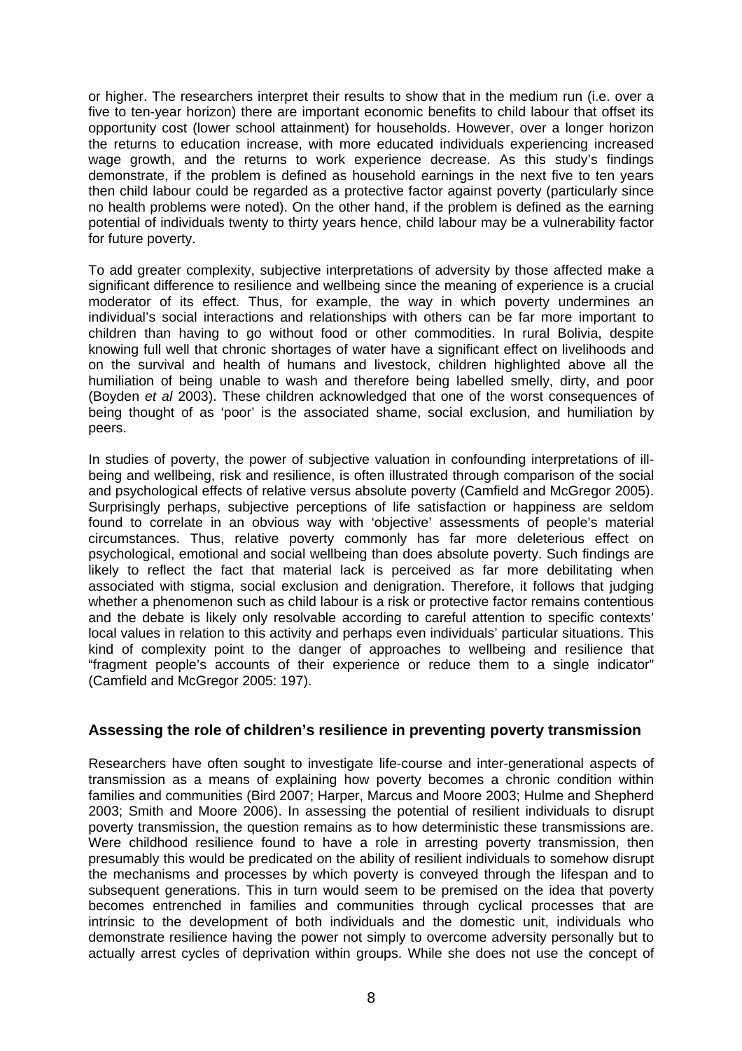or higher. The researchers interpret their results to show that in the medium run (i.e. over a five to ten-year horizon) there are important economic benefits to child labour that offset its opportunity cost (lower school attainment) for households. However, over a longer horizon the returns to education increase, with more educated individuals experiencing increased wage growth, and the returns to work experience decrease. As this study's findings demonstrate, if the problem is defined as household earnings in the next five to ten years then child labour could be regarded as a protective factor against poverty (particularly since no health problems were noted). On the other hand, if the problem is defined as the earning potential of individuals twenty to thirty years hence, child labour may be a vulnerability factor for future poverty.

To add greater complexity, subjective interpretations of adversity by those affected make a significant difference to resilience and wellbeing since the meaning of experience is a crucial moderator of its effect. Thus, for example, the way in which poverty undermines an individual's social interactions and relationships with others can be far more important to children than having to go without food or other commodities. In rural Bolivia, despite knowing full well that chronic shortages of water have a significant effect on livelihoods and on the survival and health of humans and livestock, children highlighted above all the humiliation of being unable to wash and therefore being labelled smelly, dirty, and poor (Boyden *et al* 2003). These children acknowledged that one of the worst consequences of being thought of as 'poor' is the associated shame, social exclusion, and humiliation by peers.

In studies of poverty, the power of subjective valuation in confounding interpretations of ill-being and wellbeing, risk and resilience, is often illustrated through comparison of the social and psychological effects of relative versus absolute poverty (Camfield and McGregor 2005). Surprisingly perhaps, subjective perceptions of life satisfaction or happiness are seldom found to correlate in an obvious way with 'objective' assessments of people's material circumstances. Thus, relative poverty commonly has far more deleterious effect on psychological, emotional and social wellbeing than does absolute poverty. Such findings are likely to reflect the fact that material lack is perceived as far more debilitating when associated with stigma, social exclusion and denigration. Therefore, it follows that judging whether a phenomenon such as child labour is a risk or protective factor remains contentious and the debate is likely only resolvable according to careful attention to specific contexts' local values in relation to this activity and perhaps even individuals' particular situations. This kind of complexity point to the danger of approaches to wellbeing and resilience that "fragment people's accounts of their experience or reduce them to a single indicator" (Camfield and McGregor 2005: 197).

## Assessing the role of children's resilience in preventing poverty transmission

Researchers have often sought to investigate life-course and inter-generational aspects of transmission as a means of explaining how poverty becomes a chronic condition within families and communities (Bird 2007; Harper, Marcus and Moore 2003; Hulme and Shepherd 2003; Smith and Moore 2006). In assessing the potential of resilient individuals to disrupt poverty transmission, the question remains as to how deterministic these transmissions are. Were childhood resilience found to have a role in arresting poverty transmission, then presumably this would be predicated on the ability of resilient individuals to somehow disrupt the mechanisms and processes by which poverty is conveyed through the lifespan and to subsequent generations. This in turn would seem to be premised on the idea that poverty becomes entrenched in families and communities through cyclical processes that are intrinsic to the development of both individuals and the domestic unit, individuals who demonstrate resilience having the power not simply to overcome adversity personally but to actually arrest cycles of deprivation within groups. While she does not use the concept of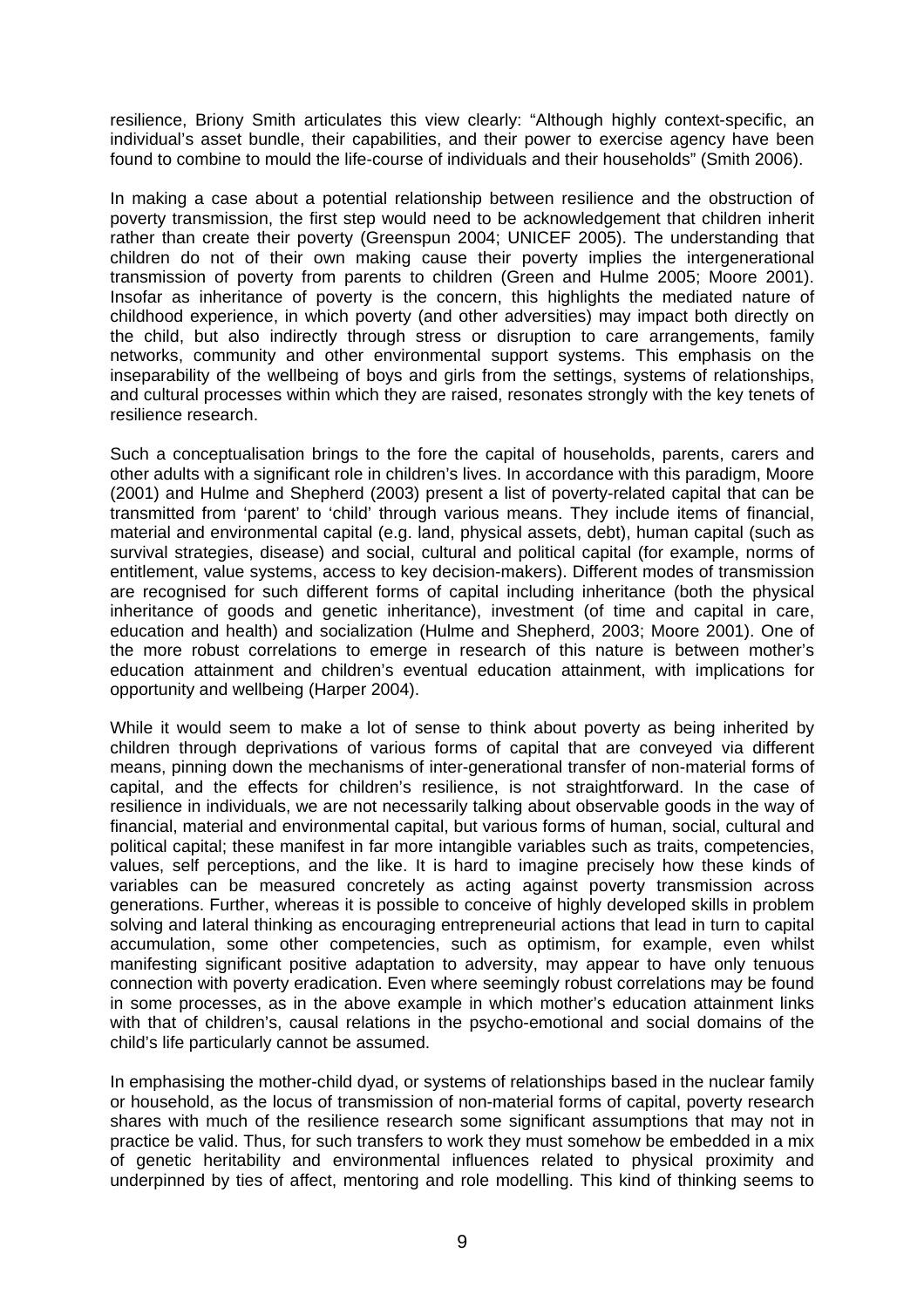resilience, Briony Smith articulates this view clearly: "Although highly context-specific, an individual's asset bundle, their capabilities, and their power to exercise agency have been found to combine to mould the life-course of individuals and their households" (Smith 2006).

In making a case about a potential relationship between resilience and the obstruction of poverty transmission, the first step would need to be acknowledgement that children inherit rather than create their poverty (Greenspun 2004; UNICEF 2005). The understanding that children do not of their own making cause their poverty implies the intergenerational transmission of poverty from parents to children (Green and Hulme 2005; Moore 2001). Insofar as inheritance of poverty is the concern, this highlights the mediated nature of childhood experience, in which poverty (and other adversities) may impact both directly on the child, but also indirectly through stress or disruption to care arrangements, family networks, community and other environmental support systems. This emphasis on the inseparability of the wellbeing of boys and girls from the settings, systems of relationships, and cultural processes within which they are raised, resonates strongly with the key tenets of resilience research.

Such a conceptualisation brings to the fore the capital of households, parents, carers and other adults with a significant role in children's lives. In accordance with this paradigm, Moore (2001) and Hulme and Shepherd (2003) present a list of poverty-related capital that can be transmitted from 'parent' to 'child' through various means. They include items of financial, material and environmental capital (e.g. land, physical assets, debt), human capital (such as survival strategies, disease) and social, cultural and political capital (for example, norms of entitlement, value systems, access to key decision-makers). Different modes of transmission are recognised for such different forms of capital including inheritance (both the physical inheritance of goods and genetic inheritance), investment (of time and capital in care, education and health) and socialization (Hulme and Shepherd, 2003; Moore 2001). One of the more robust correlations to emerge in research of this nature is between mother's education attainment and children's eventual education attainment, with implications for opportunity and wellbeing (Harper 2004).

While it would seem to make a lot of sense to think about poverty as being inherited by children through deprivations of various forms of capital that are conveyed via different means, pinning down the mechanisms of inter-generational transfer of non-material forms of capital, and the effects for children's resilience, is not straightforward. In the case of resilience in individuals, we are not necessarily talking about observable goods in the way of financial, material and environmental capital, but various forms of human, social, cultural and political capital; these manifest in far more intangible variables such as traits, competencies, values, self perceptions, and the like. It is hard to imagine precisely how these kinds of variables can be measured concretely as acting against poverty transmission across generations. Further, whereas it is possible to conceive of highly developed skills in problem solving and lateral thinking as encouraging entrepreneurial actions that lead in turn to capital accumulation, some other competencies, such as optimism, for example, even whilst manifesting significant positive adaptation to adversity, may appear to have only tenuous connection with poverty eradication. Even where seemingly robust correlations may be found in some processes, as in the above example in which mother's education attainment links with that of children's, causal relations in the psycho-emotional and social domains of the child's life particularly cannot be assumed.

In emphasising the mother-child dyad, or systems of relationships based in the nuclear family or household, as the locus of transmission of non-material forms of capital, poverty research shares with much of the resilience research some significant assumptions that may not in practice be valid. Thus, for such transfers to work they must somehow be embedded in a mix of genetic heritability and environmental influences related to physical proximity and underpinned by ties of affect, mentoring and role modelling. This kind of thinking seems to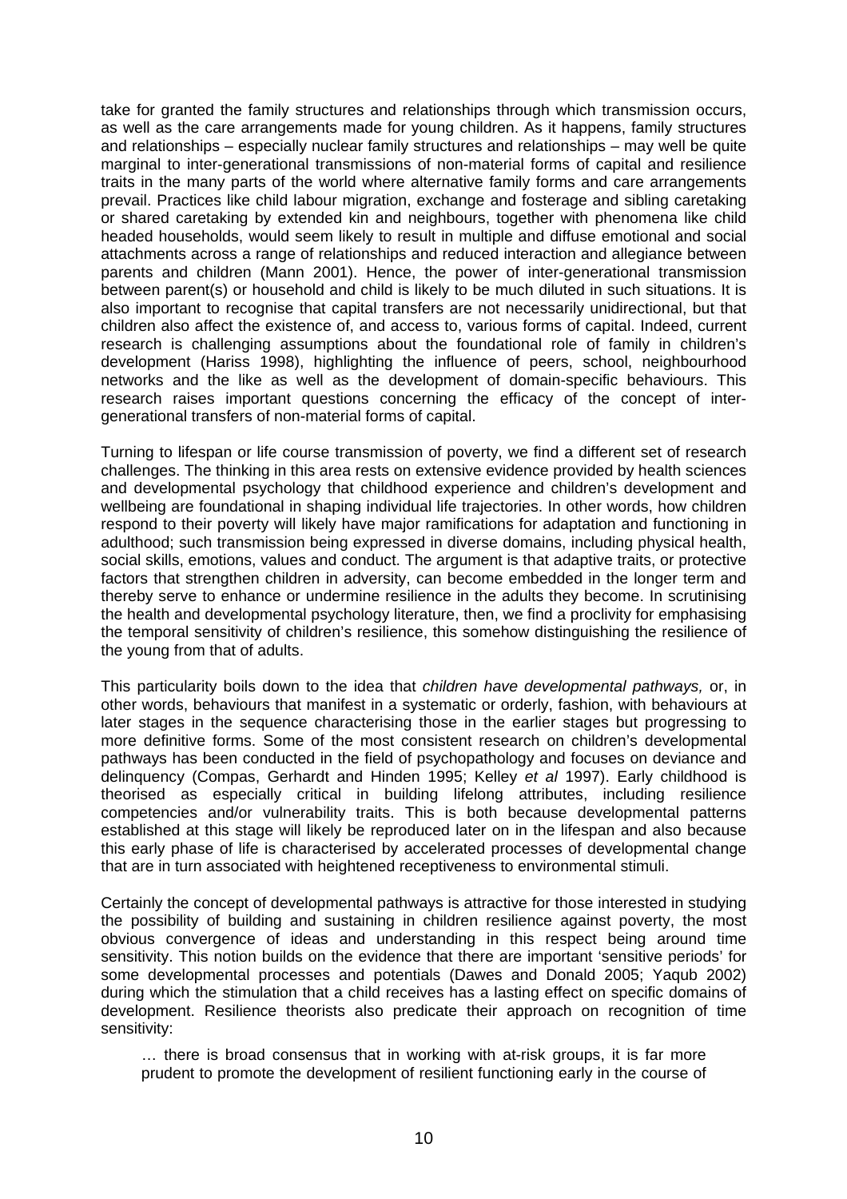take for granted the family structures and relationships through which transmission occurs, as well as the care arrangements made for young children. As it happens, family structures and relationships – especially nuclear family structures and relationships – may well be quite marginal to inter-generational transmissions of non-material forms of capital and resilience traits in the many parts of the world where alternative family forms and care arrangements prevail. Practices like child labour migration, exchange and fosterage and sibling caretaking or shared caretaking by extended kin and neighbours, together with phenomena like child headed households, would seem likely to result in multiple and diffuse emotional and social attachments across a range of relationships and reduced interaction and allegiance between parents and children (Mann 2001). Hence, the power of inter-generational transmission between parent(s) or household and child is likely to be much diluted in such situations. It is also important to recognise that capital transfers are not necessarily unidirectional, but that children also affect the existence of, and access to, various forms of capital. Indeed, current research is challenging assumptions about the foundational role of family in children's development (Hariss 1998), highlighting the influence of peers, school, neighbourhood networks and the like as well as the development of domain-specific behaviours. This research raises important questions concerning the efficacy of the concept of inter-generational transfers of non-material forms of capital.

Turning to lifespan or life course transmission of poverty, we find a different set of research challenges. The thinking in this area rests on extensive evidence provided by health sciences and developmental psychology that childhood experience and children's development and wellbeing are foundational in shaping individual life trajectories. In other words, how children respond to their poverty will likely have major ramifications for adaptation and functioning in adulthood; such transmission being expressed in diverse domains, including physical health, social skills, emotions, values and conduct. The argument is that adaptive traits, or protective factors that strengthen children in adversity, can become embedded in the longer term and thereby serve to enhance or undermine resilience in the adults they become. In scrutinising the health and developmental psychology literature, then, we find a proclivity for emphasising the temporal sensitivity of children's resilience, this somehow distinguishing the resilience of the young from that of adults.

This particularity boils down to the idea that *children have developmental pathways,* or, in other words, behaviours that manifest in a systematic or orderly, fashion, with behaviours at later stages in the sequence characterising those in the earlier stages but progressing to more definitive forms. Some of the most consistent research on children's developmental pathways has been conducted in the field of psychopathology and focuses on deviance and delinquency (Compas, Gerhardt and Hinden 1995; Kelley *et al* 1997). Early childhood is theorised as especially critical in building lifelong attributes, including resilience competencies and/or vulnerability traits. This is both because developmental patterns established at this stage will likely be reproduced later on in the lifespan and also because this early phase of life is characterised by accelerated processes of developmental change that are in turn associated with heightened receptiveness to environmental stimuli.

Certainly the concept of developmental pathways is attractive for those interested in studying the possibility of building and sustaining in children resilience against poverty, the most obvious convergence of ideas and understanding in this respect being around time sensitivity. This notion builds on the evidence that there are important 'sensitive periods' for some developmental processes and potentials (Dawes and Donald 2005; Yaqub 2002) during which the stimulation that a child receives has a lasting effect on specific domains of development. Resilience theorists also predicate their approach on recognition of time sensitivity:

> … there is broad consensus that in working with at-risk groups, it is far more prudent to promote the development of resilient functioning early in the course of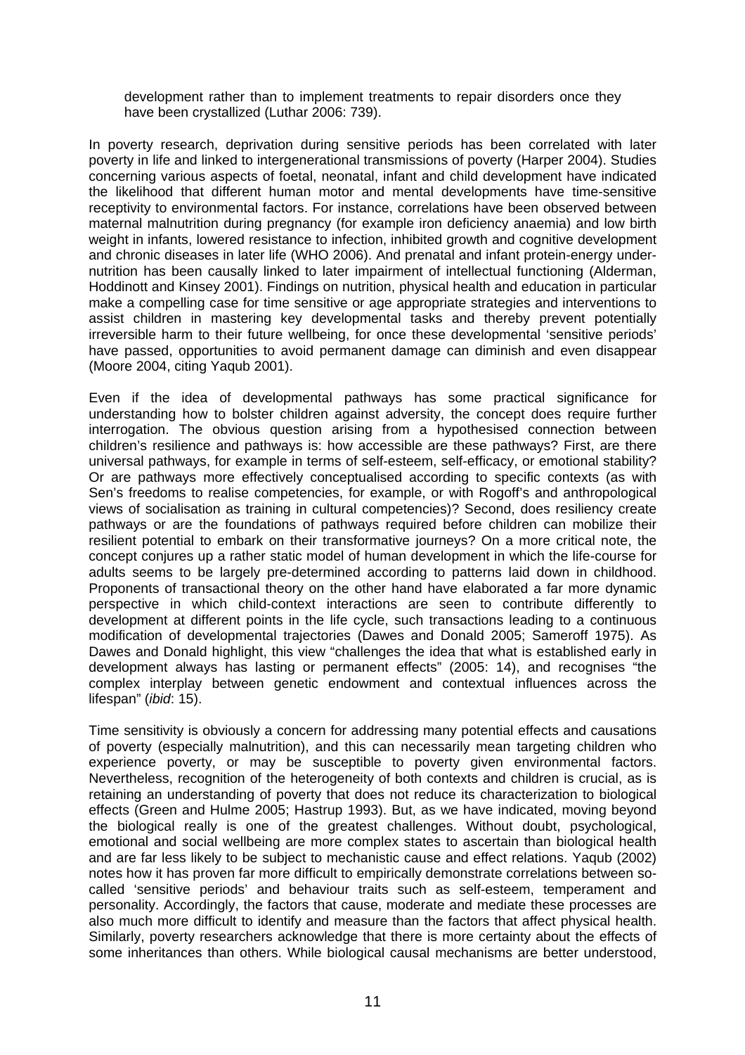> development rather than to implement treatments to repair disorders once they have been crystallized (Luthar 2006: 739).

In poverty research, deprivation during sensitive periods has been correlated with later poverty in life and linked to intergenerational transmissions of poverty (Harper 2004). Studies concerning various aspects of foetal, neonatal, infant and child development have indicated the likelihood that different human motor and mental developments have time-sensitive receptivity to environmental factors. For instance, correlations have been observed between maternal malnutrition during pregnancy (for example iron deficiency anaemia) and low birth weight in infants, lowered resistance to infection, inhibited growth and cognitive development and chronic diseases in later life (WHO 2006). And prenatal and infant protein-energy under-nutrition has been causally linked to later impairment of intellectual functioning (Alderman, Hoddinott and Kinsey 2001). Findings on nutrition, physical health and education in particular make a compelling case for time sensitive or age appropriate strategies and interventions to assist children in mastering key developmental tasks and thereby prevent potentially irreversible harm to their future wellbeing, for once these developmental 'sensitive periods' have passed, opportunities to avoid permanent damage can diminish and even disappear (Moore 2004, citing Yaqub 2001).

Even if the idea of developmental pathways has some practical significance for understanding how to bolster children against adversity, the concept does require further interrogation. The obvious question arising from a hypothesised connection between children's resilience and pathways is: how accessible are these pathways? First, are there universal pathways, for example in terms of self-esteem, self-efficacy, or emotional stability? Or are pathways more effectively conceptualised according to specific contexts (as with Sen's freedoms to realise competencies, for example, or with Rogoff's and anthropological views of socialisation as training in cultural competencies)? Second, does resiliency create pathways or are the foundations of pathways required before children can mobilize their resilient potential to embark on their transformative journeys? On a more critical note, the concept conjures up a rather static model of human development in which the life-course for adults seems to be largely pre-determined according to patterns laid down in childhood. Proponents of transactional theory on the other hand have elaborated a far more dynamic perspective in which child-context interactions are seen to contribute differently to development at different points in the life cycle, such transactions leading to a continuous modification of developmental trajectories (Dawes and Donald 2005; Sameroff 1975). As Dawes and Donald highlight, this view "challenges the idea that what is established early in development always has lasting or permanent effects" (2005: 14), and recognises "the complex interplay between genetic endowment and contextual influences across the lifespan" (*ibid*: 15).

Time sensitivity is obviously a concern for addressing many potential effects and causations of poverty (especially malnutrition), and this can necessarily mean targeting children who experience poverty, or may be susceptible to poverty given environmental factors. Nevertheless, recognition of the heterogeneity of both contexts and children is crucial, as is retaining an understanding of poverty that does not reduce its characterization to biological effects (Green and Hulme 2005; Hastrup 1993). But, as we have indicated, moving beyond the biological really is one of the greatest challenges. Without doubt, psychological, emotional and social wellbeing are more complex states to ascertain than biological health and are far less likely to be subject to mechanistic cause and effect relations. Yaqub (2002) notes how it has proven far more difficult to empirically demonstrate correlations between so-called 'sensitive periods' and behaviour traits such as self-esteem, temperament and personality. Accordingly, the factors that cause, moderate and mediate these processes are also much more difficult to identify and measure than the factors that affect physical health. Similarly, poverty researchers acknowledge that there is more certainty about the effects of some inheritances than others. While biological causal mechanisms are better understood,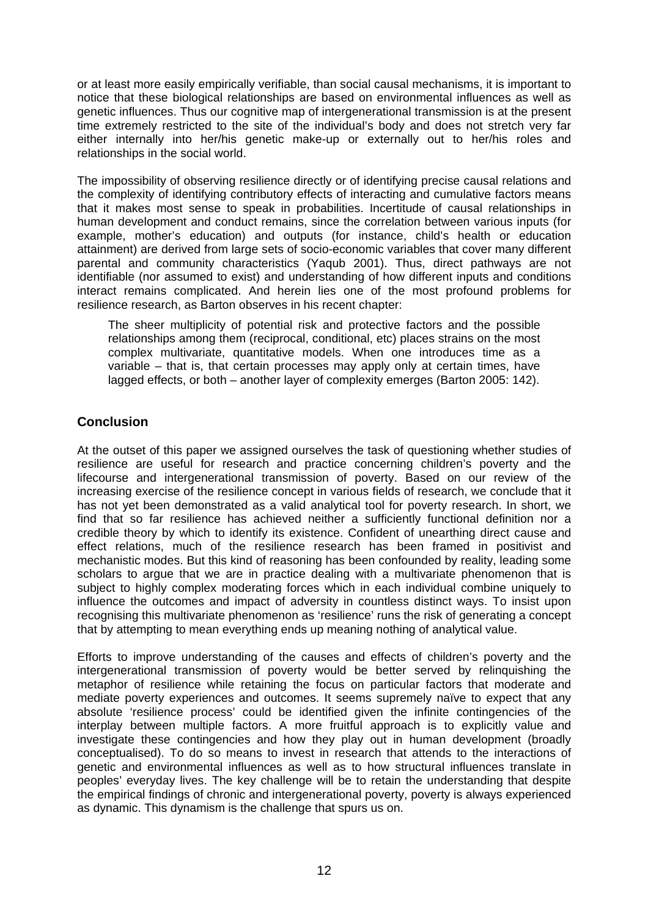or at least more easily empirically verifiable, than social causal mechanisms, it is important to notice that these biological relationships are based on environmental influences as well as genetic influences. Thus our cognitive map of intergenerational transmission is at the present time extremely restricted to the site of the individual's body and does not stretch very far either internally into her/his genetic make-up or externally out to her/his roles and relationships in the social world.

The impossibility of observing resilience directly or of identifying precise causal relations and the complexity of identifying contributory effects of interacting and cumulative factors means that it makes most sense to speak in probabilities. Incertitude of causal relationships in human development and conduct remains, since the correlation between various inputs (for example, mother's education) and outputs (for instance, child's health or education attainment) are derived from large sets of socio-economic variables that cover many different parental and community characteristics (Yaqub 2001). Thus, direct pathways are not identifiable (nor assumed to exist) and understanding of how different inputs and conditions interact remains complicated. And herein lies one of the most profound problems for resilience research, as Barton observes in his recent chapter:

> The sheer multiplicity of potential risk and protective factors and the possible relationships among them (reciprocal, conditional, etc) places strains on the most complex multivariate, quantitative models. When one introduces time as a variable – that is, that certain processes may apply only at certain times, have lagged effects, or both – another layer of complexity emerges (Barton 2005: 142).

## Conclusion

At the outset of this paper we assigned ourselves the task of questioning whether studies of resilience are useful for research and practice concerning children's poverty and the lifecourse and intergenerational transmission of poverty. Based on our review of the increasing exercise of the resilience concept in various fields of research, we conclude that it has not yet been demonstrated as a valid analytical tool for poverty research. In short, we find that so far resilience has achieved neither a sufficiently functional definition nor a credible theory by which to identify its existence. Confident of unearthing direct cause and effect relations, much of the resilience research has been framed in positivist and mechanistic modes. But this kind of reasoning has been confounded by reality, leading some scholars to argue that we are in practice dealing with a multivariate phenomenon that is subject to highly complex moderating forces which in each individual combine uniquely to influence the outcomes and impact of adversity in countless distinct ways. To insist upon recognising this multivariate phenomenon as 'resilience' runs the risk of generating a concept that by attempting to mean everything ends up meaning nothing of analytical value.

Efforts to improve understanding of the causes and effects of children's poverty and the intergenerational transmission of poverty would be better served by relinquishing the metaphor of resilience while retaining the focus on particular factors that moderate and mediate poverty experiences and outcomes. It seems supremely naïve to expect that any absolute 'resilience process' could be identified given the infinite contingencies of the interplay between multiple factors. A more fruitful approach is to explicitly value and investigate these contingencies and how they play out in human development (broadly conceptualised). To do so means to invest in research that attends to the interactions of genetic and environmental influences as well as to how structural influences translate in peoples' everyday lives. The key challenge will be to retain the understanding that despite the empirical findings of chronic and intergenerational poverty, poverty is always experienced as dynamic. This dynamism is the challenge that spurs us on.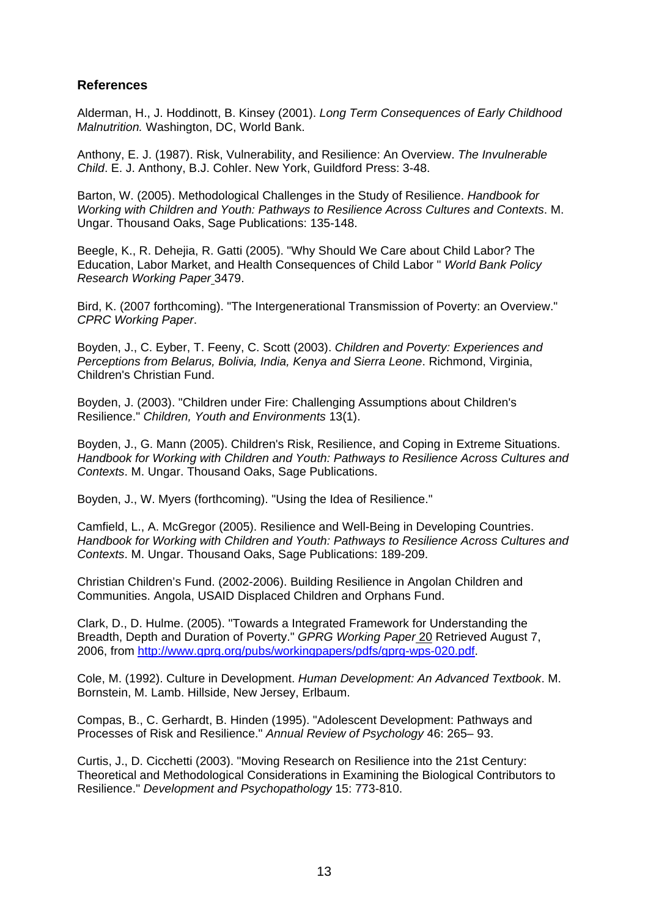## References

Alderman, H., J. Hoddinott, B. Kinsey (2001). *Long Term Consequences of Early Childhood Malnutrition.* Washington, DC, World Bank.

Anthony, E. J. (1987). Risk, Vulnerability, and Resilience: An Overview. *The Invulnerable Child*. E. J. Anthony, B.J. Cohler. New York, Guildford Press: 3-48.

Barton, W. (2005). Methodological Challenges in the Study of Resilience. *Handbook for Working with Children and Youth: Pathways to Resilience Across Cultures and Contexts*. M. Ungar. Thousand Oaks, Sage Publications: 135-148.

Beegle, K., R. Dehejia, R. Gatti (2005). "Why Should We Care about Child Labor? The Education, Labor Market, and Health Consequences of Child Labor " *World Bank Policy Research Working Paper* 3479.

Bird, K. (2007 forthcoming). "The Intergenerational Transmission of Poverty: an Overview." *CPRC Working Paper*.

Boyden, J., C. Eyber, T. Feeny, C. Scott (2003). *Children and Poverty: Experiences and Perceptions from Belarus, Bolivia, India, Kenya and Sierra Leone*. Richmond, Virginia, Children's Christian Fund.

Boyden, J. (2003). "Children under Fire: Challenging Assumptions about Children's Resilience." *Children, Youth and Environments* 13(1).

Boyden, J., G. Mann (2005). Children's Risk, Resilience, and Coping in Extreme Situations. *Handbook for Working with Children and Youth: Pathways to Resilience Across Cultures and Contexts*. M. Ungar. Thousand Oaks, Sage Publications.

Boyden, J., W. Myers (forthcoming). "Using the Idea of Resilience."

Camfield, L., A. McGregor (2005). Resilience and Well-Being in Developing Countries. *Handbook for Working with Children and Youth: Pathways to Resilience Across Cultures and Contexts*. M. Ungar. Thousand Oaks, Sage Publications: 189-209.

Christian Children's Fund. (2002-2006). Building Resilience in Angolan Children and Communities. Angola, USAID Displaced Children and Orphans Fund.

Clark, D., D. Hulme. (2005). "Towards a Integrated Framework for Understanding the Breadth, Depth and Duration of Poverty." *GPRG Working Paper* 20 Retrieved August 7, 2006, from http://www.gprg.org/pubs/workingpapers/pdfs/gprg-wps-020.pdf.

Cole, M. (1992). Culture in Development. *Human Development: An Advanced Textbook*. M. Bornstein, M. Lamb. Hillside, New Jersey, Erlbaum.

Compas, B., C. Gerhardt, B. Hinden (1995). "Adolescent Development: Pathways and Processes of Risk and Resilience." *Annual Review of Psychology* 46: 265– 93.

Curtis, J., D. Cicchetti (2003). "Moving Research on Resilience into the 21st Century: Theoretical and Methodological Considerations in Examining the Biological Contributors to Resilience." *Development and Psychopathology* 15: 773-810.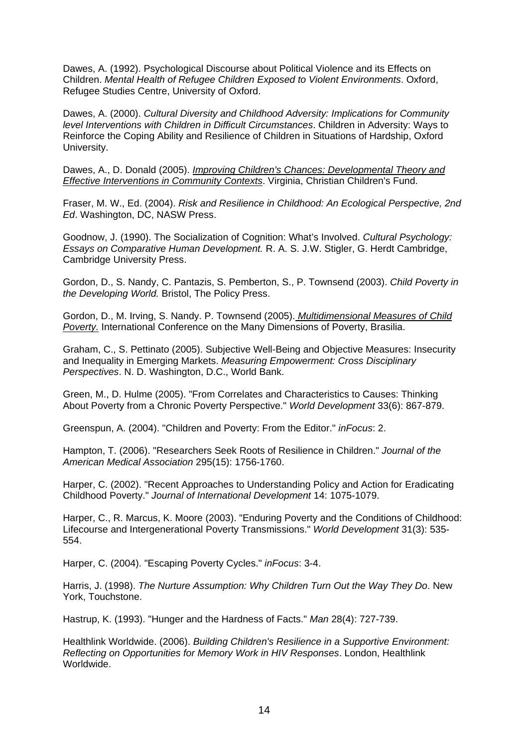Dawes, A. (1992). Psychological Discourse about Political Violence and its Effects on Children. *Mental Health of Refugee Children Exposed to Violent Environments*. Oxford, Refugee Studies Centre, University of Oxford.

Dawes, A. (2000). *Cultural Diversity and Childhood Adversity: Implications for Community level Interventions with Children in Difficult Circumstances*. Children in Adversity: Ways to Reinforce the Coping Ability and Resilience of Children in Situations of Hardship, Oxford University.

Dawes, A., D. Donald (2005). *Improving Children's Chances: Developmental Theory and Effective Interventions in Community Contexts*. Virginia, Christian Children's Fund.

Fraser, M. W., Ed. (2004). *Risk and Resilience in Childhood: An Ecological Perspective, 2nd Ed*. Washington, DC, NASW Press.

Goodnow, J. (1990). The Socialization of Cognition: What's Involved. *Cultural Psychology: Essays on Comparative Human Development.* R. A. S. J.W. Stigler, G. Herdt Cambridge, Cambridge University Press.

Gordon, D., S. Nandy, C. Pantazis, S. Pemberton, S., P. Townsend (2003). *Child Poverty in the Developing World.* Bristol, The Policy Press.

Gordon, D., M. Irving, S. Nandy. P. Townsend (2005). *Multidimensional Measures of Child Poverty.* International Conference on the Many Dimensions of Poverty, Brasilia.

Graham, C., S. Pettinato (2005). Subjective Well-Being and Objective Measures: Insecurity and Inequality in Emerging Markets. *Measuring Empowerment: Cross Disciplinary Perspectives*. N. D. Washington, D.C., World Bank.

Green, M., D. Hulme (2005). "From Correlates and Characteristics to Causes: Thinking About Poverty from a Chronic Poverty Perspective." *World Development* 33(6): 867-879.

Greenspun, A. (2004). "Children and Poverty: From the Editor." *inFocus*: 2.

Hampton, T. (2006). "Researchers Seek Roots of Resilience in Children." *Journal of the American Medical Association* 295(15): 1756-1760.

Harper, C. (2002). "Recent Approaches to Understanding Policy and Action for Eradicating Childhood Poverty." *Journal of International Development* 14: 1075-1079.

Harper, C., R. Marcus, K. Moore (2003). "Enduring Poverty and the Conditions of Childhood: Lifecourse and Intergenerational Poverty Transmissions." *World Development* 31(3): 535-554.

Harper, C. (2004). "Escaping Poverty Cycles." *inFocus*: 3-4.

Harris, J. (1998). *The Nurture Assumption: Why Children Turn Out the Way They Do*. New York, Touchstone.

Hastrup, K. (1993). "Hunger and the Hardness of Facts." *Man* 28(4): 727-739.

Healthlink Worldwide. (2006). *Building Children's Resilience in a Supportive Environment: Reflecting on Opportunities for Memory Work in HIV Responses*. London, Healthlink Worldwide.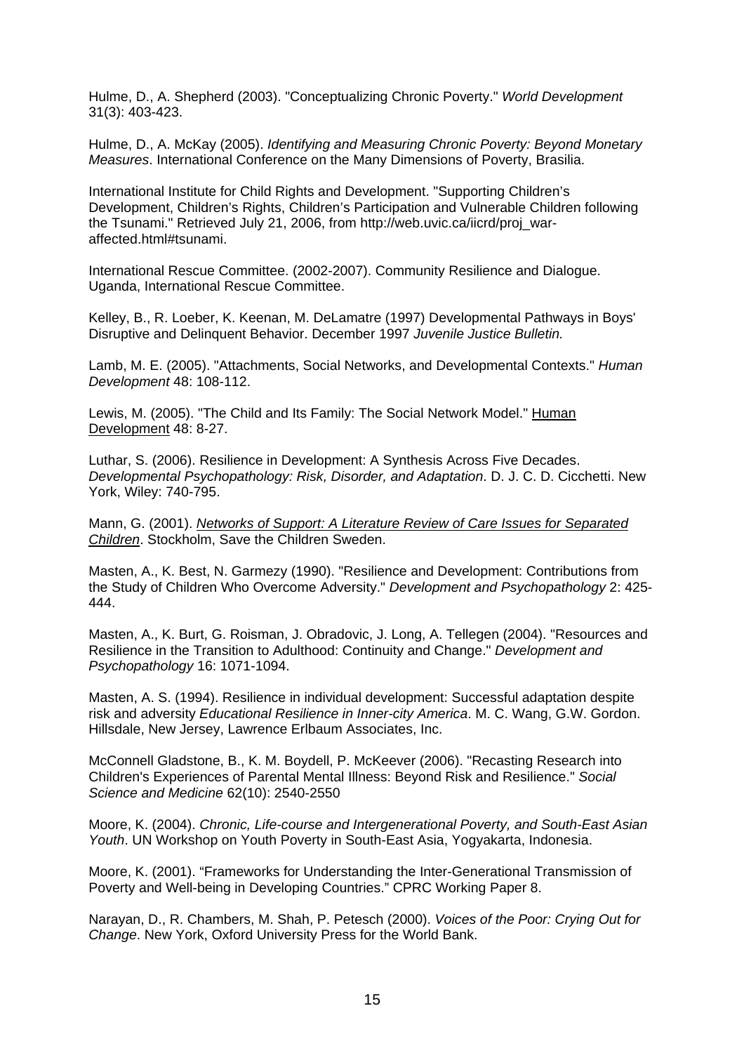Hulme, D., A. Shepherd (2003). "Conceptualizing Chronic Poverty." *World Development* 31(3): 403-423.

Hulme, D., A. McKay (2005). *Identifying and Measuring Chronic Poverty: Beyond Monetary Measures*. International Conference on the Many Dimensions of Poverty, Brasilia.

International Institute for Child Rights and Development. "Supporting Children's Development, Children's Rights, Children's Participation and Vulnerable Children following the Tsunami." Retrieved July 21, 2006, from http://web.uvic.ca/iicrd/proj_war-affected.html#tsunami.

International Rescue Committee. (2002-2007). Community Resilience and Dialogue. Uganda, International Rescue Committee.

Kelley, B., R. Loeber, K. Keenan, M. DeLamatre (1997) Developmental Pathways in Boys' Disruptive and Delinquent Behavior. December 1997 *Juvenile Justice Bulletin.*

Lamb, M. E. (2005). "Attachments, Social Networks, and Developmental Contexts." *Human Development* 48: 108-112.

Lewis, M. (2005). "The Child and Its Family: The Social Network Model." Human Development 48: 8-27.

Luthar, S. (2006). Resilience in Development: A Synthesis Across Five Decades. *Developmental Psychopathology: Risk, Disorder, and Adaptation*. D. J. C. D. Cicchetti. New York, Wiley: 740-795.

Mann, G. (2001). *Networks of Support: A Literature Review of Care Issues for Separated Children*. Stockholm, Save the Children Sweden.

Masten, A., K. Best, N. Garmezy (1990). "Resilience and Development: Contributions from the Study of Children Who Overcome Adversity." *Development and Psychopathology* 2: 425-444.

Masten, A., K. Burt, G. Roisman, J. Obradovic, J. Long, A. Tellegen (2004). "Resources and Resilience in the Transition to Adulthood: Continuity and Change." *Development and Psychopathology* 16: 1071-1094.

Masten, A. S. (1994). Resilience in individual development: Successful adaptation despite risk and adversity *Educational Resilience in Inner-city America*. M. C. Wang, G.W. Gordon. Hillsdale, New Jersey, Lawrence Erlbaum Associates, Inc.

McConnell Gladstone, B., K. M. Boydell, P. McKeever (2006). "Recasting Research into Children's Experiences of Parental Mental Illness: Beyond Risk and Resilience." *Social Science and Medicine* 62(10): 2540-2550

Moore, K. (2004). *Chronic, Life-course and Intergenerational Poverty, and South-East Asian Youth*. UN Workshop on Youth Poverty in South-East Asia, Yogyakarta, Indonesia.

Moore, K. (2001). "Frameworks for Understanding the Inter-Generational Transmission of Poverty and Well-being in Developing Countries." CPRC Working Paper 8.

Narayan, D., R. Chambers, M. Shah, P. Petesch (2000). *Voices of the Poor: Crying Out for Change*. New York, Oxford University Press for the World Bank.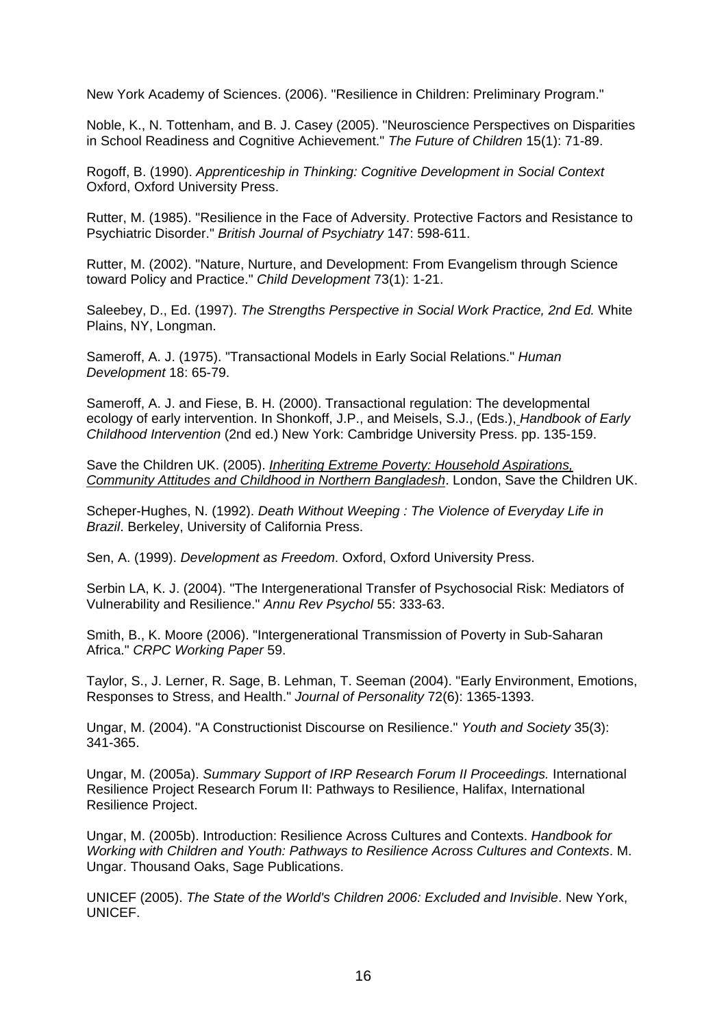New York Academy of Sciences. (2006). "Resilience in Children: Preliminary Program."

Noble, K., N. Tottenham, and B. J. Casey (2005). "Neuroscience Perspectives on Disparities in School Readiness and Cognitive Achievement." *The Future of Children* 15(1): 71-89.

Rogoff, B. (1990). *Apprenticeship in Thinking: Cognitive Development in Social Context* Oxford, Oxford University Press.

Rutter, M. (1985). "Resilience in the Face of Adversity. Protective Factors and Resistance to Psychiatric Disorder." *British Journal of Psychiatry* 147: 598-611.

Rutter, M. (2002). "Nature, Nurture, and Development: From Evangelism through Science toward Policy and Practice." *Child Development* 73(1): 1-21.

Saleebey, D., Ed. (1997). *The Strengths Perspective in Social Work Practice, 2nd Ed.* White Plains, NY, Longman.

Sameroff, A. J. (1975). "Transactional Models in Early Social Relations." *Human Development* 18: 65-79.

Sameroff, A. J. and Fiese, B. H. (2000). Transactional regulation: The developmental ecology of early intervention. In Shonkoff, J.P., and Meisels, S.J., (Eds.), *Handbook of Early Childhood Intervention* (2nd ed.) New York: Cambridge University Press. pp. 135-159.

Save the Children UK. (2005). *Inheriting Extreme Poverty: Household Aspirations, Community Attitudes and Childhood in Northern Bangladesh*. London, Save the Children UK.

Scheper-Hughes, N. (1992). *Death Without Weeping : The Violence of Everyday Life in Brazil*. Berkeley, University of California Press.

Sen, A. (1999). *Development as Freedom*. Oxford, Oxford University Press.

Serbin LA, K. J. (2004). "The Intergenerational Transfer of Psychosocial Risk: Mediators of Vulnerability and Resilience." *Annu Rev Psychol* 55: 333-63.

Smith, B., K. Moore (2006). "Intergenerational Transmission of Poverty in Sub-Saharan Africa." *CRPC Working Paper* 59.

Taylor, S., J. Lerner, R. Sage, B. Lehman, T. Seeman (2004). "Early Environment, Emotions, Responses to Stress, and Health." *Journal of Personality* 72(6): 1365-1393.

Ungar, M. (2004). "A Constructionist Discourse on Resilience." *Youth and Society* 35(3): 341-365.

Ungar, M. (2005a). *Summary Support of IRP Research Forum II Proceedings.* International Resilience Project Research Forum II: Pathways to Resilience, Halifax, International Resilience Project.

Ungar, M. (2005b). Introduction: Resilience Across Cultures and Contexts. *Handbook for Working with Children and Youth: Pathways to Resilience Across Cultures and Contexts*. M. Ungar. Thousand Oaks, Sage Publications.

UNICEF (2005). *The State of the World's Children 2006: Excluded and Invisible*. New York, UNICEF.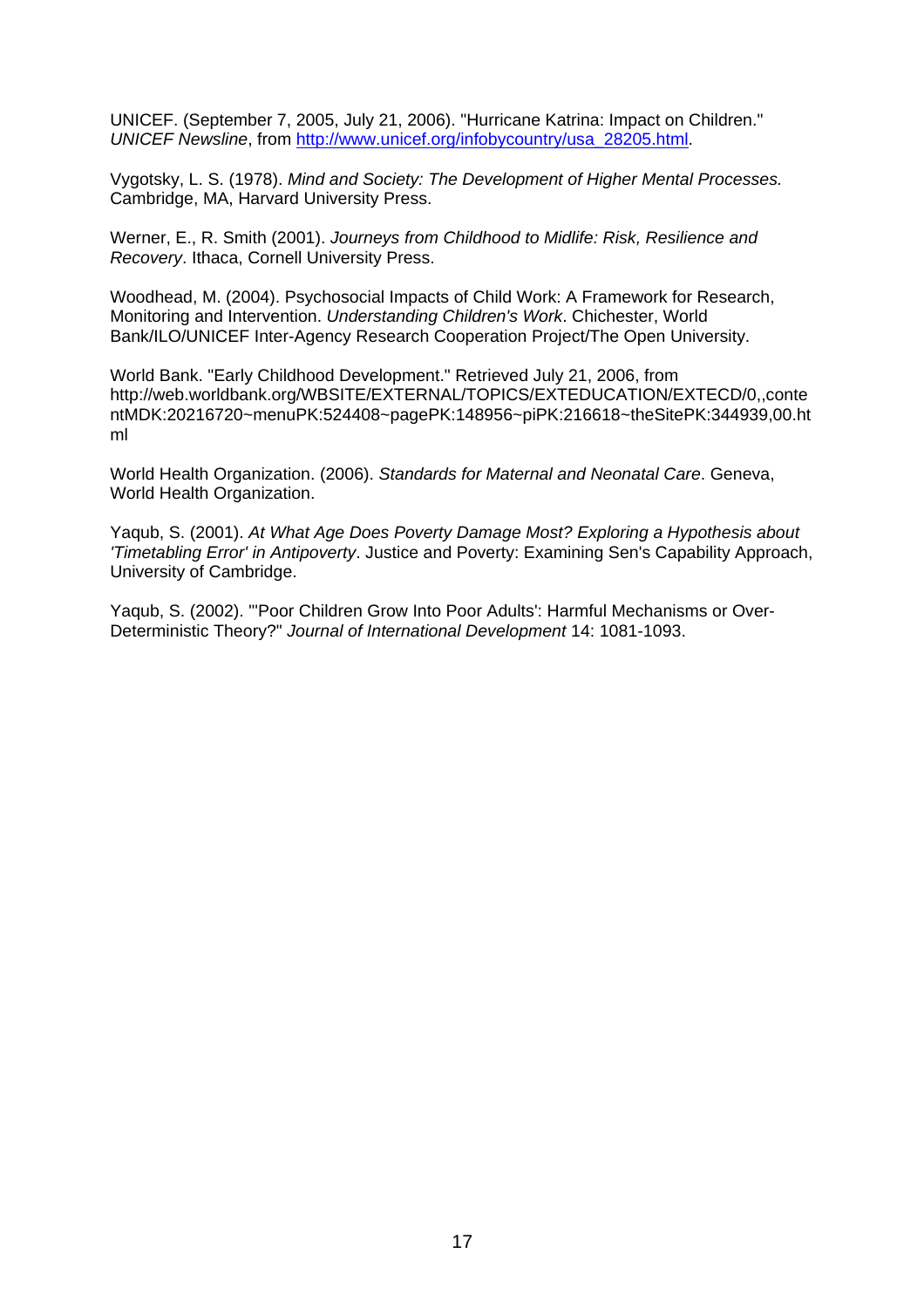UNICEF. (September 7, 2005, July 21, 2006). "Hurricane Katrina: Impact on Children." *UNICEF Newsline*, from [http://www.unicef.org/infobycountry/usa_28205.html](http://www.unicef.org/infobycountry/usa_28205.html).

Vygotsky, L. S. (1978). *Mind and Society: The Development of Higher Mental Processes.* Cambridge, MA, Harvard University Press.

Werner, E., R. Smith (2001). *Journeys from Childhood to Midlife: Risk, Resilience and Recovery*. Ithaca, Cornell University Press.

Woodhead, M. (2004). Psychosocial Impacts of Child Work: A Framework for Research, Monitoring and Intervention. *Understanding Children's Work*. Chichester, World Bank/ILO/UNICEF Inter-Agency Research Cooperation Project/The Open University.

World Bank. "Early Childhood Development." Retrieved July 21, 2006, from http://web.worldbank.org/WBSITE/EXTERNAL/TOPICS/EXTEDUCATION/EXTECD/0,,contentMDK:20216720~menuPK:524408~pagePK:148956~piPK:216618~theSitePK:344939,00.html

World Health Organization. (2006). *Standards for Maternal and Neonatal Care*. Geneva, World Health Organization.

Yaqub, S. (2001). *At What Age Does Poverty Damage Most? Exploring a Hypothesis about 'Timetabling Error' in Antipoverty*. Justice and Poverty: Examining Sen's Capability Approach, University of Cambridge.

Yaqub, S. (2002). "'Poor Children Grow Into Poor Adults': Harmful Mechanisms or Over-Deterministic Theory?" *Journal of International Development* 14: 1081-1093.